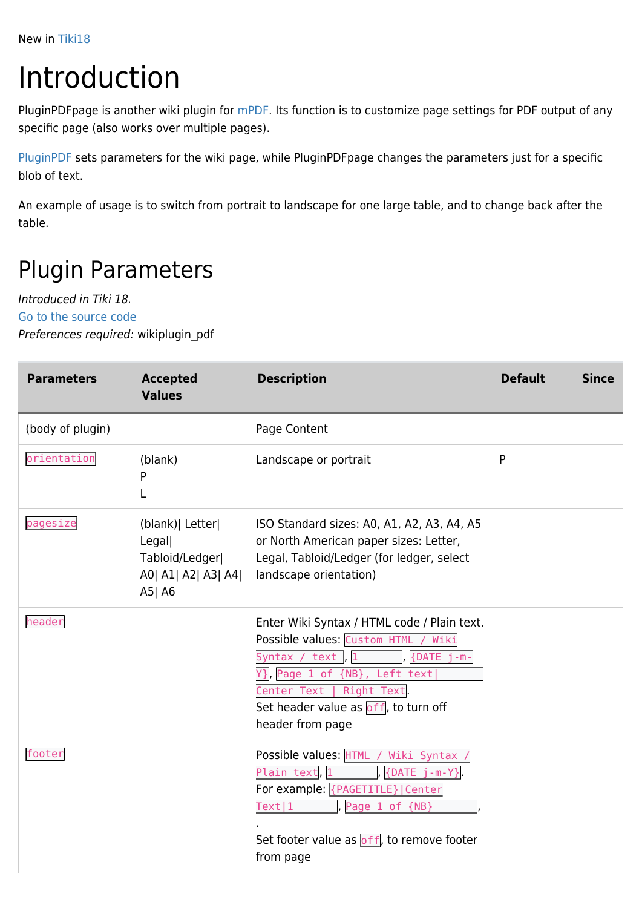New in Tiki18

# Introduction

PluginPDFpage is another wiki plugin for mPDF. Its function is to customize page settings for PDF output of any specific page (also works over multiple pages).

PluginPDF sets parameters for the wiki page, while PluginPDFpage changes the parameters just for a specific blob of text.

An example of usage is to switch from portrait to landscape for one large table, and to change back after the table.

## Plugin Parameters

*Introduced in Tiki 18.*
Go to the source code
*Preferences required:* wikiplugin_pdf

| Parameters | Accepted Values | Description | Default | Since |
|---|---|---|---|---|
| (body of plugin) | | Page Content | | |
| `orientation` | (blank)<br>P<br>L | Landscape or portrait | P | |
| `pagesize` | (blank)\| Letter\| Legal\| Tabloid/Ledger\| A0\| A1\| A2\| A3\| A4\| A5\| A6 | ISO Standard sizes: A0, A1, A2, A3, A4, A5 or North American paper sizes: Letter, Legal, Tabloid/Ledger (for ledger, select landscape orientation) | | |
| `header` | | Enter Wiki Syntax / HTML code / Plain text. Possible values: `Custom HTML / Wiki Syntax / text`, `1`, `{DATE j-m-Y}`, `Page 1 of {NB}, Left text\| Center Text \| Right Text`.<br>Set header value as `off`, to turn off header from page | | |
| `footer` | | Possible values: `HTML / Wiki Syntax / Plain text`, `1`, `{DATE j-m-Y}`.<br>For example: `{PAGETITLE}\|Center Text\|1`, `Page 1 of {NB}`,<br>.<br>Set footer value as `off`, to remove footer from page | | |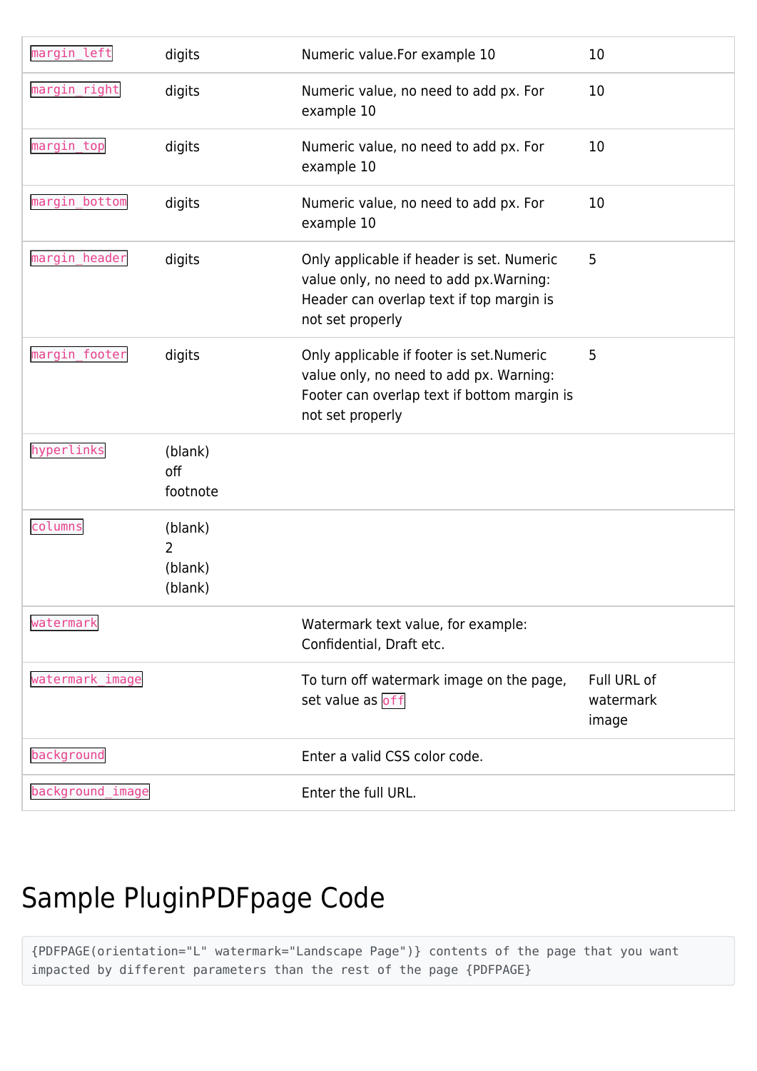| `margin_left` | digits | Numeric value.For example 10 | 10 |
|---|---|---|---|
| `margin_right` | digits | Numeric value, no need to add px. For example 10 | 10 |
| `margin_top` | digits | Numeric value, no need to add px. For example 10 | 10 |
| `margin_bottom` | digits | Numeric value, no need to add px. For example 10 | 10 |
| `margin_header` | digits | Only applicable if header is set. Numeric value only, no need to add px.Warning: Header can overlap text if top margin is not set properly | 5 |
| `margin_footer` | digits | Only applicable if footer is set.Numeric value only, no need to add px. Warning: Footer can overlap text if bottom margin is not set properly | 5 |
| `hyperlinks` | (blank)<br>off<br>footnote | | |
| `columns` | (blank)<br>2<br>(blank)<br>(blank) | | |
| `watermark` | | Watermark text value, for example: Confidential, Draft etc. | |
| `watermark_image` | | To turn off watermark image on the page, set value as `off` | Full URL of watermark image |
| `background` | | Enter a valid CSS color code. | |
| `background_image` | | Enter the full URL. | |

# Sample PluginPDFpage Code

```
{PDFPAGE(orientation="L" watermark="Landscape Page")} contents of the page that you want
impacted by different parameters than the rest of the page {PDFPAGE}
```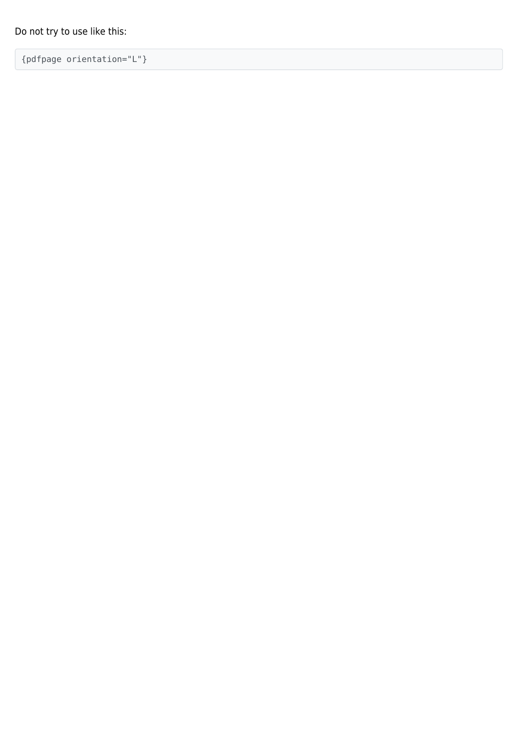Do not try to use like this:

```
{pdfpage orientation="L"}
```